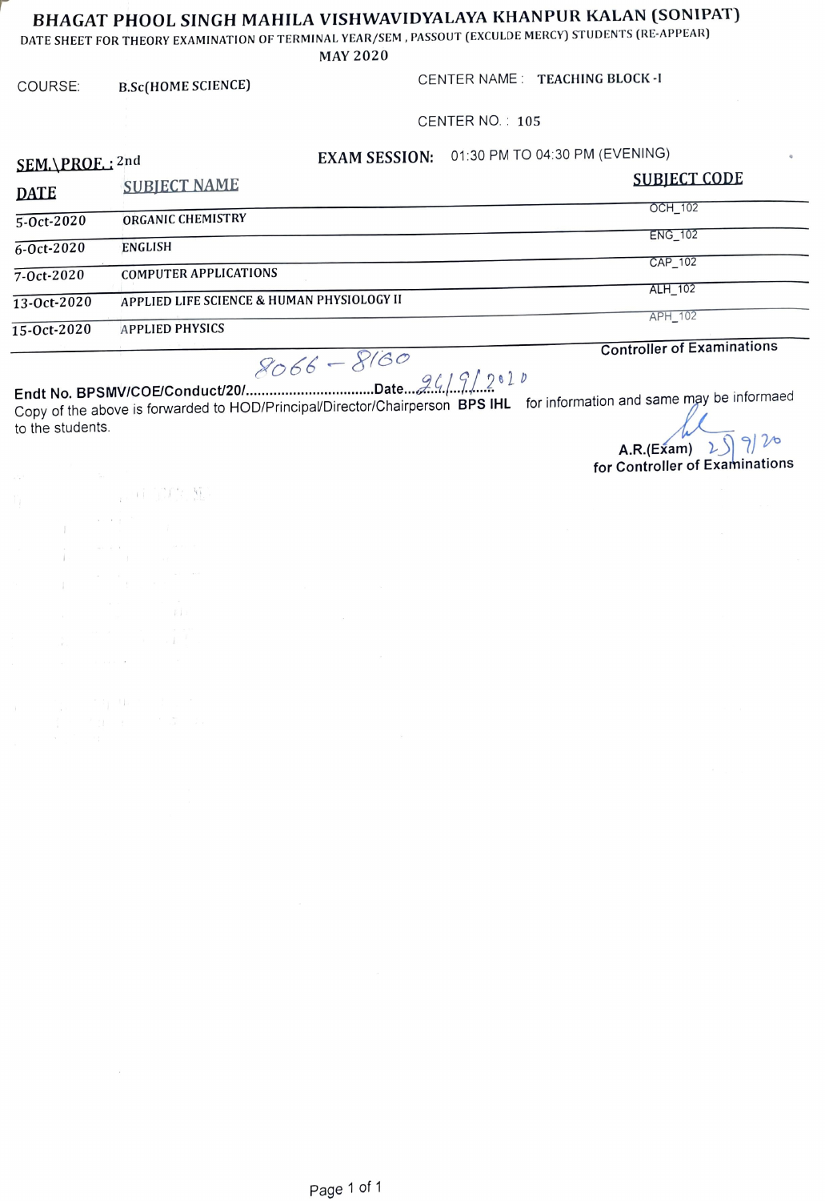# BHAGAT PHOOL SINGH MAHILA VISHWAVIDYALAYA KHANPUR KALAN (SONIPAT)

DATE SHEET FOR THEORY EXAMINATION OF TERMINAL YEAR/SEM , PASSOUT (EXCULDE MERCY) STUDENTS (RE-APPEAR)

MAY 2020

COURSE: **B.Sc(HOME SCIENCE)**

CENTER NAME : **TEACHING BLOCK -I**

CENTER NO. : **105**

**SEM.\PROF. :** 2nd

**EXAM SESSION:** 01:30 PM TO 04:30 PM (EVENING)

| DATE | SUBJECT NAME | SUBJECT CODE |
|---|---|---|
| 5-Oct-2020 | ORGANIC CHEMISTRY | OCH_102 |
| 6-Oct-2020 | ENGLISH | ENG_102 |
| 7-Oct-2020 | COMPUTER APPLICATIONS | CAP_102 |
| 13-Oct-2020 | APPLIED LIFE SCIENCE & HUMAN PHYSIOLOGY II | ALH_102 |
| 15-Oct-2020 | APPLIED PHYSICS | APH_102 |

**Controller of Examinations**

**Endt No. BPSMV/COE/Conduct/20/** 8066 – 8160 **Date** 24/9/2020

Copy of the above is forwarded to HOD/Principal/Director/Chairperson **BPS IHL** for information and same may be informaed to the students.

**A.R.(Exam)** 25/9/20

**for Controller of Examinations**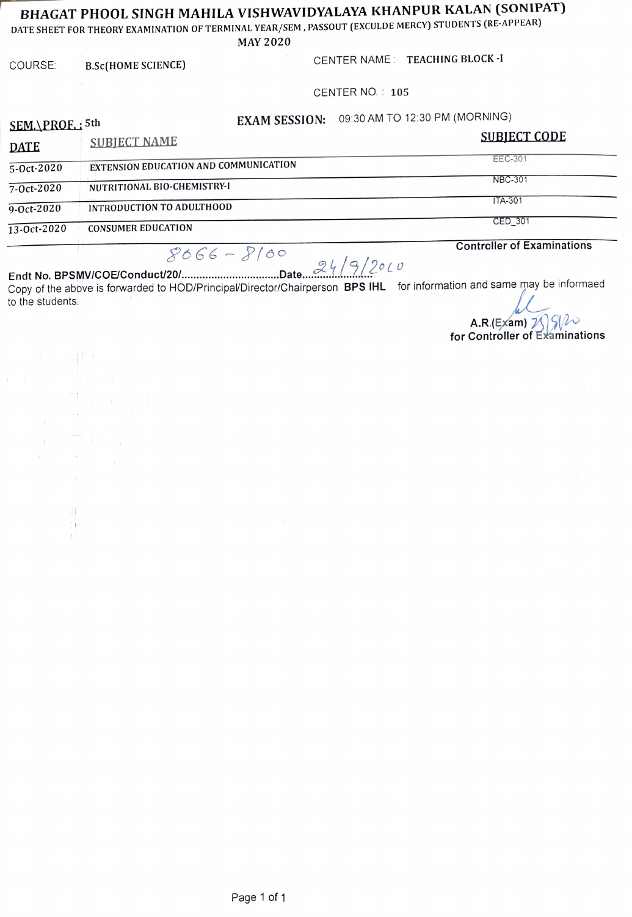# BHAGAT PHOOL SINGH MAHILA VISHWAVIDYALAYA KHANPUR KALAN (SONIPAT)

DATE SHEET FOR THEORY EXAMINATION OF TERMINAL YEAR/SEM , PASSOUT (EXCULDE MERCY) STUDENTS (RE-APPEAR)

MAY 2020

COURSE: **B.Sc(HOME SCIENCE)**

CENTER NAME : **TEACHING BLOCK -I**

CENTER NO. : **105**

**SEM.\PROF. :** 5th

**EXAM SESSION:** 09:30 AM TO 12:30 PM (MORNING)

| DATE | SUBJECT NAME | SUBJECT CODE |
|---|---|---|
| 5-Oct-2020 | EXTENSION EDUCATION AND COMMUNICATION | EEC-301 |
| 7-Oct-2020 | NUTRITIONAL BIO-CHEMISTRY-I | NBC-301 |
| 9-Oct-2020 | INTRODUCTION TO ADULTHOOD | ITA-301 |
| 13-Oct-2020 | CONSUMER EDUCATION | CED_301 |

**Controller of Examinations**

Endt No. BPSMV/COE/Conduct/20/ 8066 - 8100 Date 24/9/2020

Copy of the above is forwarded to HOD/Principal/Director/Chairperson **BPS IHL** for information and same may be informaed to the students.

**A.R.(Exam)** 25/9/20
**for Controller of Examinations**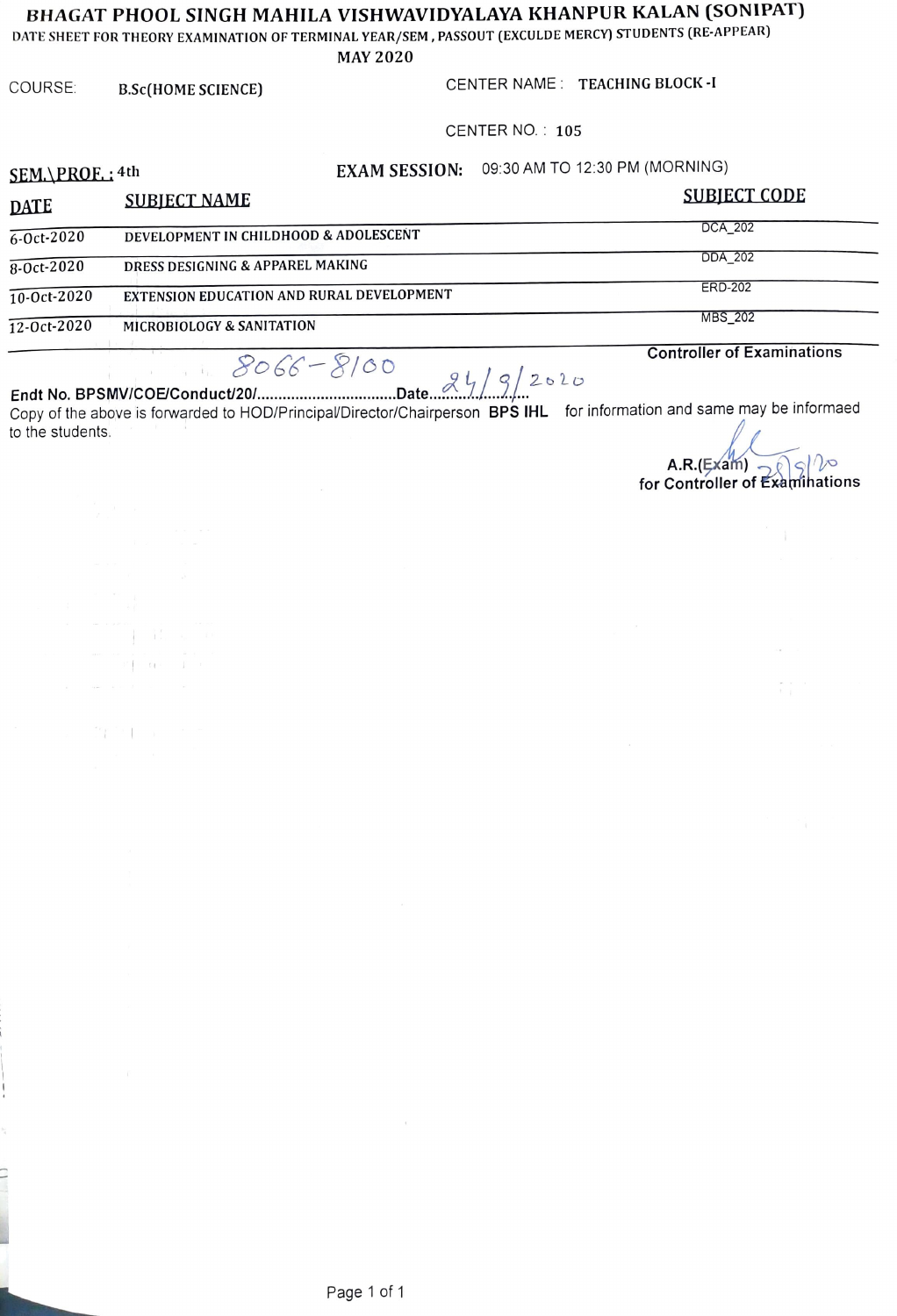# BHAGAT PHOOL SINGH MAHILA VISHWAVIDYALAYA KHANPUR KALAN (SONIPAT)

DATE SHEET FOR THEORY EXAMINATION OF TERMINAL YEAR/SEM , PASSOUT (EXCULDE MERCY) STUDENTS (RE-APPEAR)

MAY 2020

COURSE: **B.Sc(HOME SCIENCE)**

CENTER NAME : **TEACHING BLOCK -I**

CENTER NO. : **105**

**SEM.\PROF. :** 4th

**EXAM SESSION:** 09:30 AM TO 12:30 PM (MORNING)

| DATE | SUBJECT NAME | SUBJECT CODE |
|---|---|---|
| 6-Oct-2020 | DEVELOPMENT IN CHILDHOOD & ADOLESCENT | DCA_202 |
| 8-Oct-2020 | DRESS DESIGNING & APPAREL MAKING | DDA_202 |
| 10-Oct-2020 | EXTENSION EDUCATION AND RURAL DEVELOPMENT | ERD-202 |
| 12-Oct-2020 | MICROBIOLOGY & SANITATION | MBS_202 |

**Controller of Examinations**

**Endt No. BPSMV/COE/Conduct/20/** 8066-8100 **Date** 24/9/2020

Copy of the above is forwarded to HOD/Principal/Director/Chairperson **BPS IHL** for information and same may be informaed to the students.

**A.R.(Exam)** 25/9/20
**for Controller of Examinations**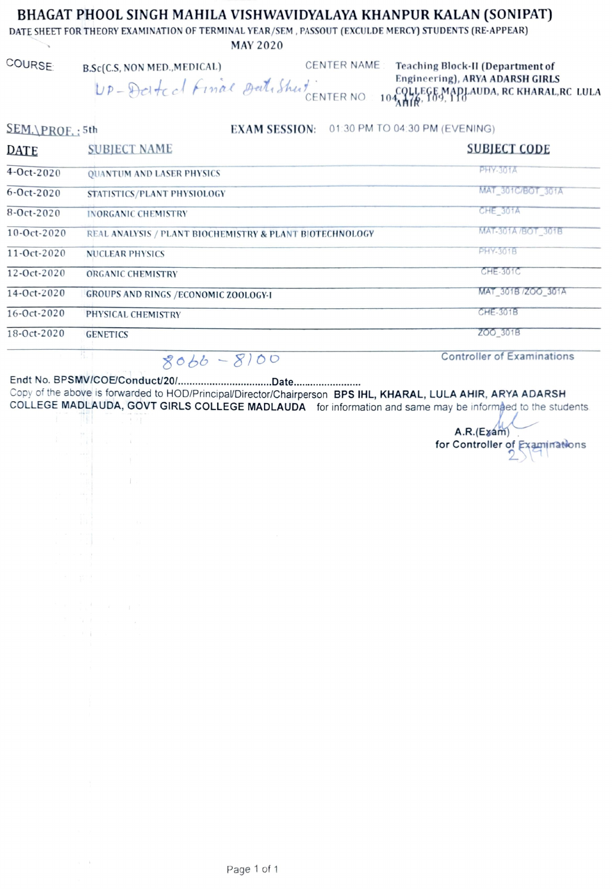# BHAGAT PHOOL SINGH MAHILA VISHWAVIDYALAYA KHANPUR KALAN (SONIPAT)

DATE SHEET FOR THEORY EXAMINATION OF TERMINAL YEAR/SEM , PASSOUT (EXCULDE MERCY) STUDENTS (RE-APPEAR)

MAY 2020

COURSE: B.Sc(C.S, NON MED.,MEDICAL)

Up-Dated Final Date Sheet

CENTER NAME: Teaching Block-II (Department of Engineering), ARYA ADARSH GIRLS COLLEGE MADLAUDA, RC KHARAL,RC LULA AHIR

CENTER NO: 104, 176, 109, 110

SEM.\PROF. : 5th

EXAM SESSION: 01:30 PM TO 04:30 PM (EVENING)

| DATE | SUBJECT NAME | SUBJECT CODE |
|---|---|---|
| 4-Oct-2020 | QUANTUM AND LASER PHYSICS | PHY-301A |
| 6-Oct-2020 | STATISTICS/PLANT PHYSIOLOGY | MAT_301C/BOT_301A |
| 8-Oct-2020 | INORGANIC CHEMISTRY | CHE_301A |
| 10-Oct-2020 | REAL ANALYSIS / PLANT BIOCHEMISTRY & PLANT BIOTECHNOLOGY | MAT-301A /BOT_301B |
| 11-Oct-2020 | NUCLEAR PHYSICS | PHY-301B |
| 12-Oct-2020 | ORGANIC CHEMISTRY | CHE-301C |
| 14-Oct-2020 | GROUPS AND RINGS /ECONOMIC ZOOLOGY-I | MAT_301B /ZOO_301A |
| 16-Oct-2020 | PHYSICAL CHEMISTRY | CHE-301B |
| 18-Oct-2020 | GENETICS | ZOO_301B |

8066 - 8100

Controller of Examinations

Endt No. BPSMV/COE/Conduct/20/..............................Date........................

Copy of the above is forwarded to HOD/Principal/Director/Chairperson **BPS IHL, KHARAL, LULA AHIR, ARYA ADARSH COLLEGE MADLAUDA, GOVT GIRLS COLLEGE MADLAUDA** for information and same may be informed to the students

A.R.(Exam)
for Controller of Examinations